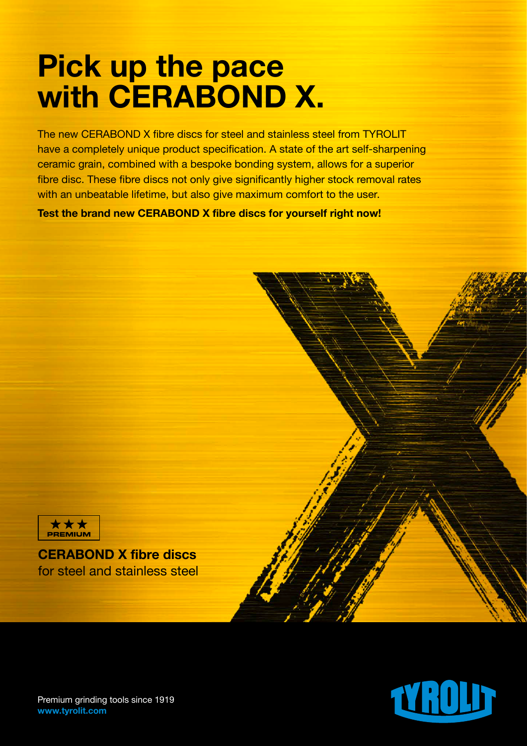# Pick up the pace with CERABOND X.

The new CERABOND X fibre discs for steel and stainless steel from TYROLIT have a completely unique product specification. A state of the art self-sharpening ceramic grain, combined with a bespoke bonding system, allows for a superior fibre disc. These fibre discs not only give significantly higher stock removal rates with an unbeatable lifetime, but also give maximum comfort to the user.

**Test the brand new CERABOND X fibre discs for yourself right now!**

★★★ PREMIUM

**CERABOND X fibre discs**
for steel and stainless steel

Premium grinding tools since 1919
**www.tyrolit.com**

TYROLIT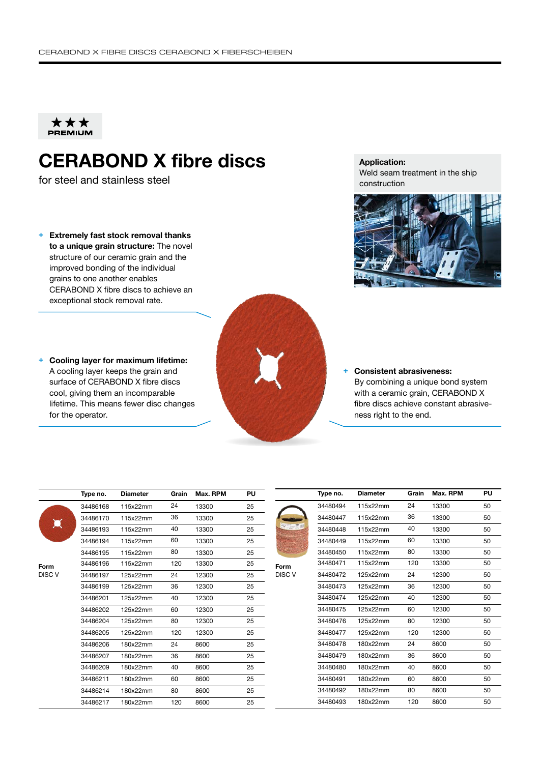**★★★ PREMIUM**

# CERABOND X fibre discs

for steel and stainless steel

**Application:**
Weld seam treatment in the ship construction

+ **Extremely fast stock removal thanks to a unique grain structure:** The novel structure of our ceramic grain and the improved bonding of the individual grains to one another enables CERABOND X fibre discs to achieve an exceptional stock removal rate.

+ **Cooling layer for maximum lifetime:** A cooling layer keeps the grain and surface of CERABOND X fibre discs cool, giving them an incomparable lifetime. This means fewer disc changes for the operator.

+ **Consistent abrasiveness:** By combining a unique bond system with a ceramic grain, CERABOND X fibre discs achieve constant abrasiveness right to the end.

**Form**
DISC V

| Type no. | Diameter | Grain | Max. RPM | PU |
|---|---|---|---|---|
| 34486168 | 115x22mm | 24 | 13300 | 25 |
| 34486170 | 115x22mm | 36 | 13300 | 25 |
| 34486193 | 115x22mm | 40 | 13300 | 25 |
| 34486194 | 115x22mm | 60 | 13300 | 25 |
| 34486195 | 115x22mm | 80 | 13300 | 25 |
| 34486196 | 115x22mm | 120 | 13300 | 25 |
| 34486197 | 125x22mm | 24 | 12300 | 25 |
| 34486199 | 125x22mm | 36 | 12300 | 25 |
| 34486201 | 125x22mm | 40 | 12300 | 25 |
| 34486202 | 125x22mm | 60 | 12300 | 25 |
| 34486204 | 125x22mm | 80 | 12300 | 25 |
| 34486205 | 125x22mm | 120 | 12300 | 25 |
| 34486206 | 180x22mm | 24 | 8600 | 25 |
| 34486207 | 180x22mm | 36 | 8600 | 25 |
| 34486209 | 180x22mm | 40 | 8600 | 25 |
| 34486211 | 180x22mm | 60 | 8600 | 25 |
| 34486214 | 180x22mm | 80 | 8600 | 25 |
| 34486217 | 180x22mm | 120 | 8600 | 25 |

**Form**
DISC V

| Type no. | Diameter | Grain | Max. RPM | PU |
|---|---|---|---|---|
| 34480494 | 115x22mm | 24 | 13300 | 50 |
| 34480447 | 115x22mm | 36 | 13300 | 50 |
| 34480448 | 115x22mm | 40 | 13300 | 50 |
| 34480449 | 115x22mm | 60 | 13300 | 50 |
| 34480450 | 115x22mm | 80 | 13300 | 50 |
| 34480471 | 115x22mm | 120 | 13300 | 50 |
| 34480472 | 125x22mm | 24 | 12300 | 50 |
| 34480473 | 125x22mm | 36 | 12300 | 50 |
| 34480474 | 125x22mm | 40 | 12300 | 50 |
| 34480475 | 125x22mm | 60 | 12300 | 50 |
| 34480476 | 125x22mm | 80 | 12300 | 50 |
| 34480477 | 125x22mm | 120 | 12300 | 50 |
| 34480478 | 180x22mm | 24 | 8600 | 50 |
| 34480479 | 180x22mm | 36 | 8600 | 50 |
| 34480480 | 180x22mm | 40 | 8600 | 50 |
| 34480491 | 180x22mm | 60 | 8600 | 50 |
| 34480492 | 180x22mm | 80 | 8600 | 50 |
| 34480493 | 180x22mm | 120 | 8600 | 50 |